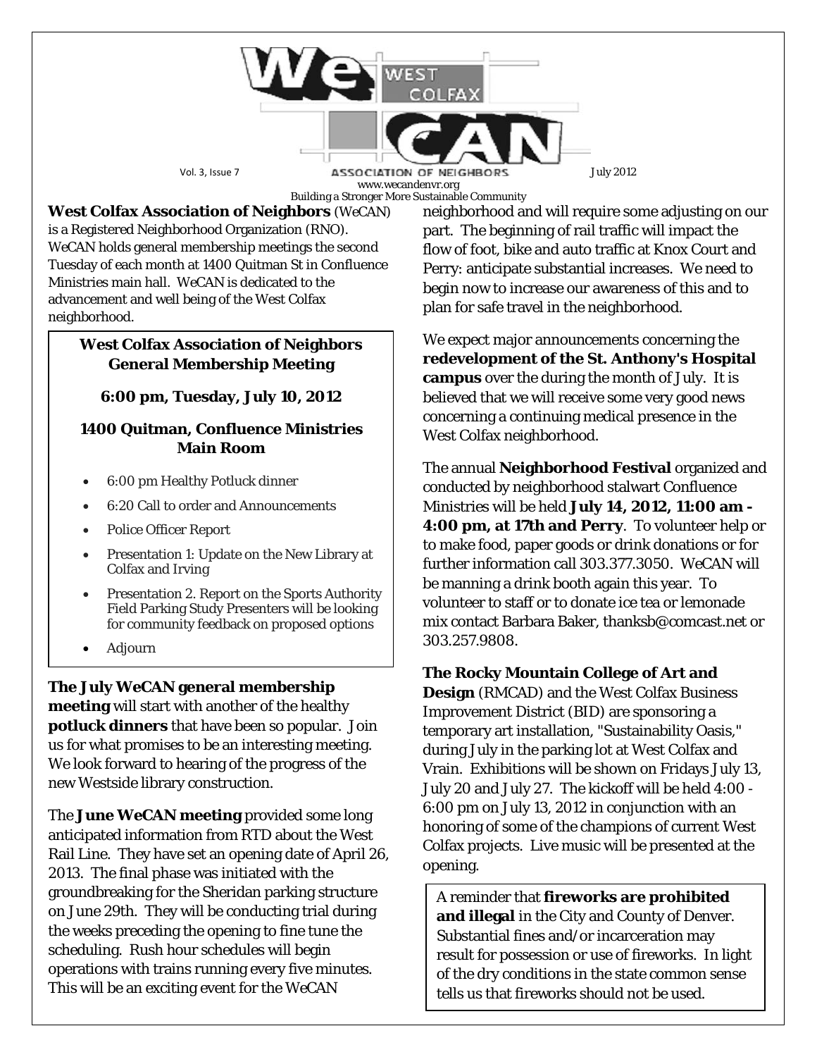# WeCAN West Colfax Association of Neighbors

Vol. 3, Issue 7 — July 2012

www.wecandenvr.org

Building a Stronger More Sustainable Community

**West Colfax Association of Neighbors** (WeCAN) is a Registered Neighborhood Organization (RNO). WeCAN holds general membership meetings the second Tuesday of each month at 1400 Quitman St in Confluence Ministries main hall. WeCAN is dedicated to the advancement and well being of the West Colfax neighborhood.

> **West Colfax Association of Neighbors General Membership Meeting**
>
> **6:00 pm, Tuesday, July 10, 2012**
>
> **1400 Quitman, Confluence Ministries Main Room**
>
> - 6:00 pm Healthy Potluck dinner
> - 6:20 Call to order and Announcements
> - Police Officer Report
> - Presentation 1: Update on the New Library at Colfax and Irving
> - Presentation 2. Report on the Sports Authority Field Parking Study Presenters will be looking for community feedback on proposed options
> - Adjourn

**The July WeCAN general membership meeting** will start with another of the healthy **potluck dinners** that have been so popular. Join us for what promises to be an interesting meeting. We look forward to hearing of the progress of the new Westside library construction.

The **June WeCAN meeting** provided some long anticipated information from RTD about the West Rail Line. They have set an opening date of April 26, 2013. The final phase was initiated with the groundbreaking for the Sheridan parking structure on June 29th. They will be conducting trial during the weeks preceding the opening to fine tune the scheduling. Rush hour schedules will begin operations with trains running every five minutes. This will be an exciting event for the WeCAN neighborhood and will require some adjusting on our part. The beginning of rail traffic will impact the flow of foot, bike and auto traffic at Knox Court and Perry: anticipate substantial increases. We need to begin now to increase our awareness of this and to plan for safe travel in the neighborhood.

We expect major announcements concerning the **redevelopment of the St. Anthony's Hospital campus** over the during the month of July. It is believed that we will receive some very good news concerning a continuing medical presence in the West Colfax neighborhood.

The annual **Neighborhood Festival** organized and conducted by neighborhood stalwart Confluence Ministries will be held **July 14, 2012, 11:00 am - 4:00 pm, at 17th and Perry**. To volunteer help or to make food, paper goods or drink donations or for further information call 303.377.3050. WeCAN will be manning a drink booth again this year. To volunteer to staff or to donate ice tea or lemonade mix contact Barbara Baker, thanksb@comcast.net or 303.257.9808.

**The Rocky Mountain College of Art and Design** (RMCAD) and the West Colfax Business Improvement District (BID) are sponsoring a temporary art installation, "Sustainability Oasis," during July in the parking lot at West Colfax and Vrain. Exhibitions will be shown on Fridays July 13, July 20 and July 27. The kickoff will be held 4:00 - 6:00 pm on July 13, 2012 in conjunction with an honoring of some of the champions of current West Colfax projects. Live music will be presented at the opening.

> A reminder that **fireworks are prohibited and illegal** in the City and County of Denver. Substantial fines and/or incarceration may result for possession or use of fireworks. In light of the dry conditions in the state common sense tells us that fireworks should not be used.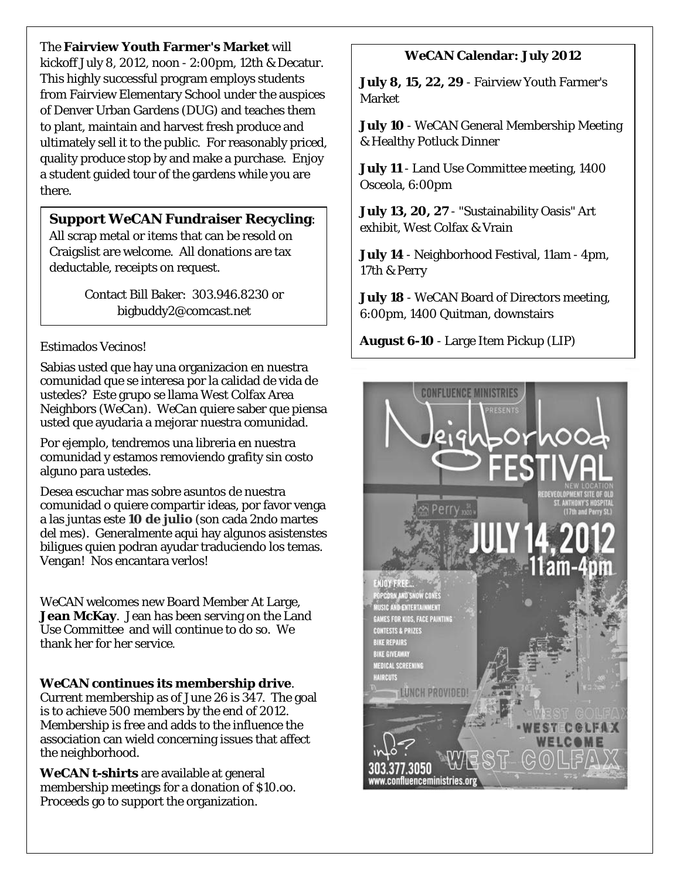The **Fairview Youth Farmer's Market** will kickoff July 8, 2012, noon - 2:00pm, 12th & Decatur. This highly successful program employs students from Fairview Elementary School under the auspices of Denver Urban Gardens (DUG) and teaches them to plant, maintain and harvest fresh produce and ultimately sell it to the public. For reasonably priced, quality produce stop by and make a purchase. Enjoy a student guided tour of the gardens while you are there.

**Support WeCAN Fundraiser Recycling**: All scrap metal or items that can be resold on Craigslist are welcome. All donations are tax deductable, receipts on request.

Contact Bill Baker: 303.946.8230 or bigbuddy2@comcast.net

Estimados Vecinos!

Sabias usted que hay una organizacion en nuestra comunidad que se interesa por la calidad de vida de ustedes? Este grupo se llama West Colfax Area Neighbors (*WeCan*). *WeCan* quiere saber que piensa usted que ayudaria a mejorar nuestra comunidad.

Por ejemplo, tendremos una libreria en nuestra comunidad y estamos removiendo grafity sin costo alguno para ustedes.

Desea escuchar mas sobre asuntos de nuestra comunidad o quiere compartir ideas, por favor venga a las juntas este **10 de julio** (son cada 2ndo martes del mes). Generalmente aqui hay algunos asistenstes biligues quien podran ayudar traduciendo los temas. Vengan! Nos encantara verlos!

WeCAN welcomes new Board Member At Large, **Jean McKay**. Jean has been serving on the Land Use Committee and will continue to do so. We thank her for her service.

**WeCAN continues its membership drive**. Current membership as of June 26 is 347. The goal is to achieve 500 members by the end of 2012. Membership is free and adds to the influence the association can wield concerning issues that affect the neighborhood.

**WeCAN t-shirts** are available at general membership meetings for a donation of $10.oo. Proceeds go to support the organization.

**WeCAN Calendar: July 2012**

**July 8, 15, 22, 29** - Fairview Youth Farmer's Market

**July 10** - WeCAN General Membership Meeting & Healthy Potluck Dinner

**July 11** - Land Use Committee meeting, 1400 Osceola, 6:00pm

**July 13, 20, 27** - "Sustainability Oasis" Art exhibit, West Colfax & Vrain

**July 14** - Neighborhood Festival, 11am - 4pm, 17th & Perry

**July 18** - WeCAN Board of Directors meeting, 6:00pm, 1400 Quitman, downstairs

**August 6-10** - Large Item Pickup (LIP)

CONFLUENCE MINISTRIES PRESENTS

Neighborhood FESTIVAL

NEW LOCATION REDEVELOPMENT SITE OF OLD ST. ANTHONY'S HOSPITAL (17th and Perry St.)

JULY 14, 2012 11am-4pm

ENJOY FREE...
POPCORN AND SNOW CONES
MUSIC AND ENTERTAINMENT
GAMES FOR KIDS, FACE PAINTING
CONTESTS & PRIZES
BIKE REPAIRS
BIKE GIVEAWAY
MEDICAL SCREENING
HAIRCUTS
LUNCH PROVIDED!

info? 303.377.3050
www.confluenceministries.org